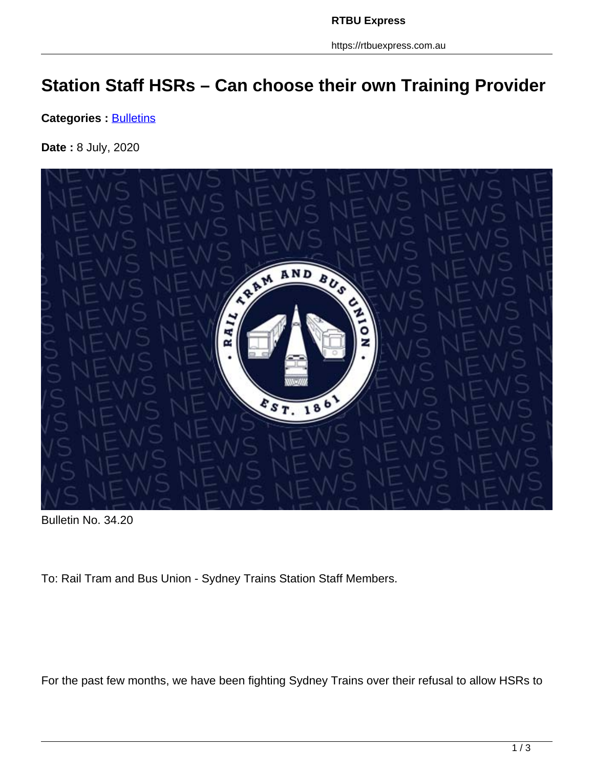# Station Staff HSRs – Can choose their own Training Provider

**Categories :** Bulletins

**Date :** 8 July, 2020

Bulletin No. 34.20

To: Rail Tram and Bus Union - Sydney Trains Station Staff Members.

For the past few months, we have been fighting Sydney Trains over their refusal to allow HSRs to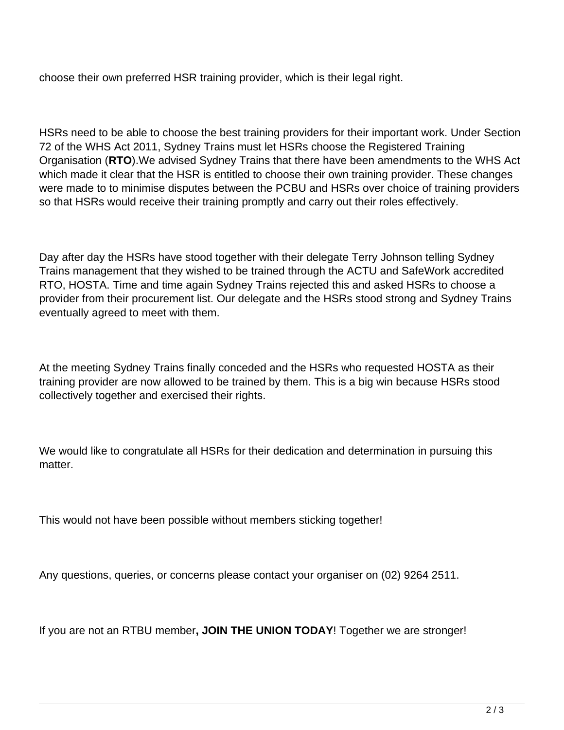choose their own preferred HSR training provider, which is their legal right.

HSRs need to be able to choose the best training providers for their important work. Under Section 72 of the WHS Act 2011, Sydney Trains must let HSRs choose the Registered Training Organisation (**RTO**).We advised Sydney Trains that there have been amendments to the WHS Act which made it clear that the HSR is entitled to choose their own training provider. These changes were made to to minimise disputes between the PCBU and HSRs over choice of training providers so that HSRs would receive their training promptly and carry out their roles effectively.

Day after day the HSRs have stood together with their delegate Terry Johnson telling Sydney Trains management that they wished to be trained through the ACTU and SafeWork accredited RTO, HOSTA. Time and time again Sydney Trains rejected this and asked HSRs to choose a provider from their procurement list. Our delegate and the HSRs stood strong and Sydney Trains eventually agreed to meet with them.

At the meeting Sydney Trains finally conceded and the HSRs who requested HOSTA as their training provider are now allowed to be trained by them. This is a big win because HSRs stood collectively together and exercised their rights.

We would like to congratulate all HSRs for their dedication and determination in pursuing this matter.

This would not have been possible without members sticking together!

Any questions, queries, or concerns please contact your organiser on (02) 9264 2511.

If you are not an RTBU member**, JOIN THE UNION TODAY**! Together we are stronger!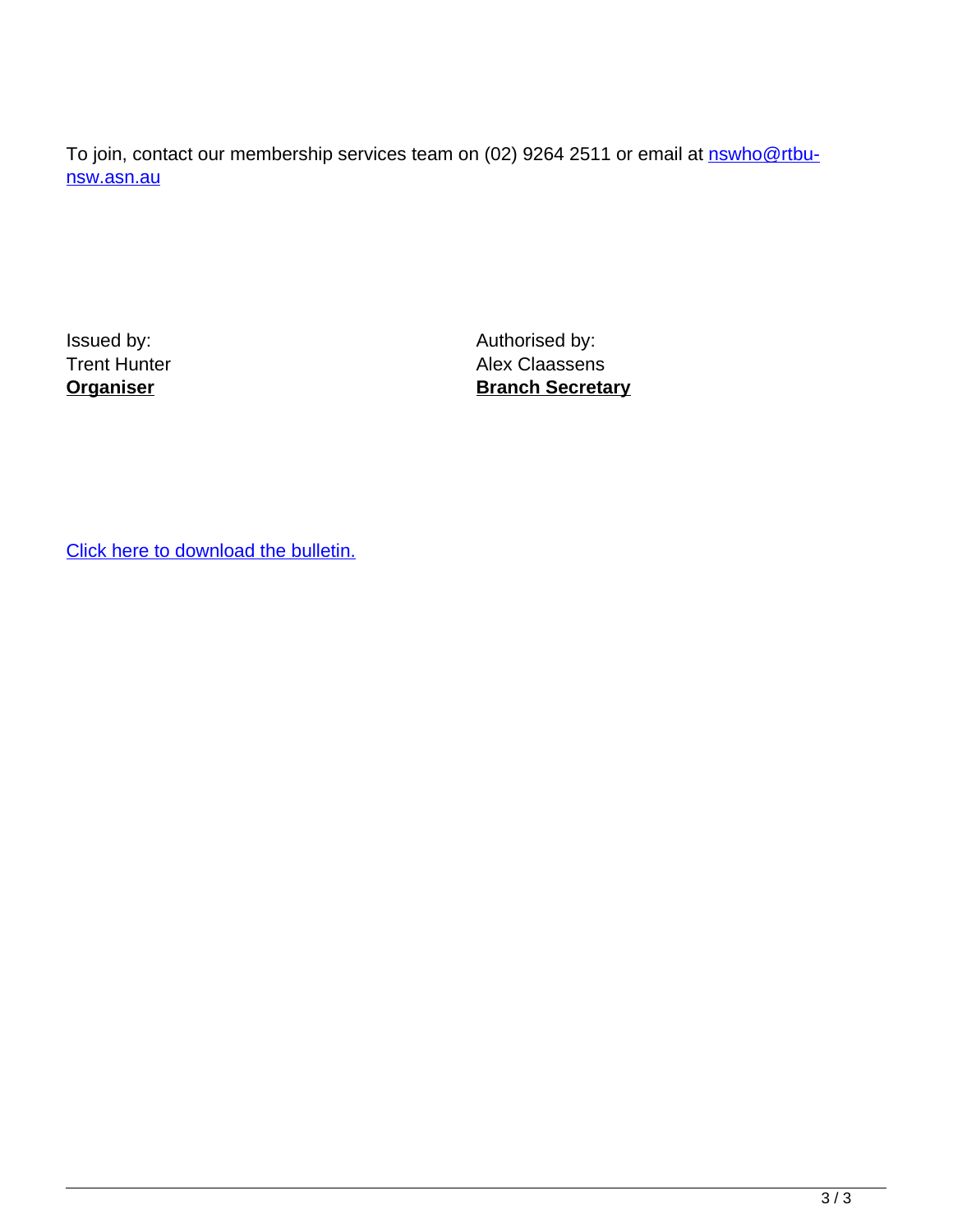To join, contact our membership services team on (02) 9264 2511 or email at [nswho@rtbu-nsw.asn.au](mailto:nswho@rtbu-nsw.asn.au)

Issued by:
Trent Hunter
**Organiser**

Authorised by:
Alex Claassens
**Branch Secretary**

[Click here to download the bulletin.]()